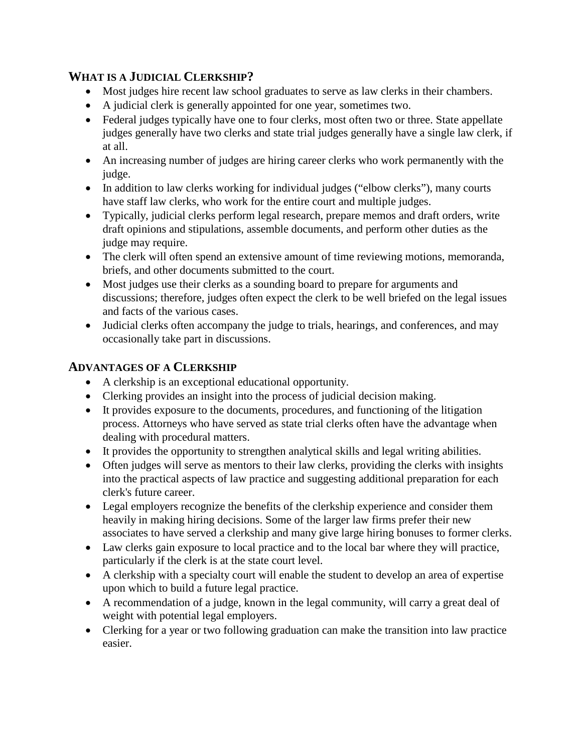## WHAT IS A JUDICIAL CLERKSHIP?

- Most judges hire recent law school graduates to serve as law clerks in their chambers.
- A judicial clerk is generally appointed for one year, sometimes two.
- Federal judges typically have one to four clerks, most often two or three. State appellate judges generally have two clerks and state trial judges generally have a single law clerk, if at all.
- An increasing number of judges are hiring career clerks who work permanently with the judge.
- In addition to law clerks working for individual judges ("elbow clerks"), many courts have staff law clerks, who work for the entire court and multiple judges.
- Typically, judicial clerks perform legal research, prepare memos and draft orders, write draft opinions and stipulations, assemble documents, and perform other duties as the judge may require.
- The clerk will often spend an extensive amount of time reviewing motions, memoranda, briefs, and other documents submitted to the court.
- Most judges use their clerks as a sounding board to prepare for arguments and discussions; therefore, judges often expect the clerk to be well briefed on the legal issues and facts of the various cases.
- Judicial clerks often accompany the judge to trials, hearings, and conferences, and may occasionally take part in discussions.

## ADVANTAGES OF A CLERKSHIP

- A clerkship is an exceptional educational opportunity.
- Clerking provides an insight into the process of judicial decision making.
- It provides exposure to the documents, procedures, and functioning of the litigation process. Attorneys who have served as state trial clerks often have the advantage when dealing with procedural matters.
- It provides the opportunity to strengthen analytical skills and legal writing abilities.
- Often judges will serve as mentors to their law clerks, providing the clerks with insights into the practical aspects of law practice and suggesting additional preparation for each clerk's future career.
- Legal employers recognize the benefits of the clerkship experience and consider them heavily in making hiring decisions. Some of the larger law firms prefer their new associates to have served a clerkship and many give large hiring bonuses to former clerks.
- Law clerks gain exposure to local practice and to the local bar where they will practice, particularly if the clerk is at the state court level.
- A clerkship with a specialty court will enable the student to develop an area of expertise upon which to build a future legal practice.
- A recommendation of a judge, known in the legal community, will carry a great deal of weight with potential legal employers.
- Clerking for a year or two following graduation can make the transition into law practice easier.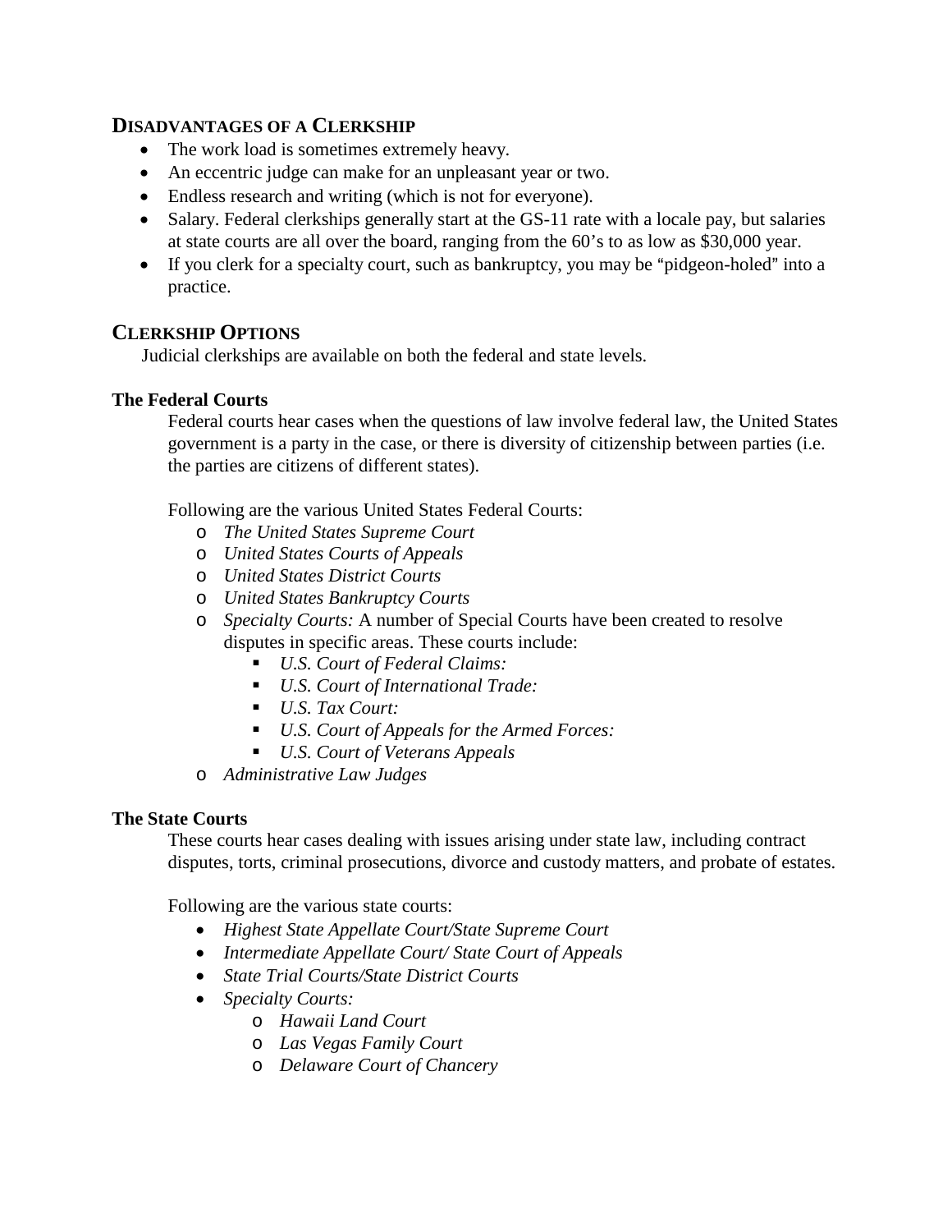## DISADVANTAGES OF A CLERKSHIP

- The work load is sometimes extremely heavy.
- An eccentric judge can make for an unpleasant year or two.
- Endless research and writing (which is not for everyone).
- Salary. Federal clerkships generally start at the GS-11 rate with a locale pay, but salaries at state courts are all over the board, ranging from the 60's to as low as $30,000 year.
- If you clerk for a specialty court, such as bankruptcy, you may be "pidgeon-holed" into a practice.

## CLERKSHIP OPTIONS

Judicial clerkships are available on both the federal and state levels.

### The Federal Courts

Federal courts hear cases when the questions of law involve federal law, the United States government is a party in the case, or there is diversity of citizenship between parties (i.e. the parties are citizens of different states).

Following are the various United States Federal Courts:

- *The United States Supreme Court*
- *United States Courts of Appeals*
- *United States District Courts*
- *United States Bankruptcy Courts*
- *Specialty Courts:* A number of Special Courts have been created to resolve disputes in specific areas. These courts include:
  - *U.S. Court of Federal Claims:*
  - *U.S. Court of International Trade:*
  - *U.S. Tax Court:*
  - *U.S. Court of Appeals for the Armed Forces:*
  - *U.S. Court of Veterans Appeals*
- *Administrative Law Judges*

### The State Courts

These courts hear cases dealing with issues arising under state law, including contract disputes, torts, criminal prosecutions, divorce and custody matters, and probate of estates.

Following are the various state courts:

- *Highest State Appellate Court/State Supreme Court*
- *Intermediate Appellate Court/ State Court of Appeals*
- *State Trial Courts/State District Courts*
- *Specialty Courts:*
  - *Hawaii Land Court*
  - *Las Vegas Family Court*
  - *Delaware Court of Chancery*